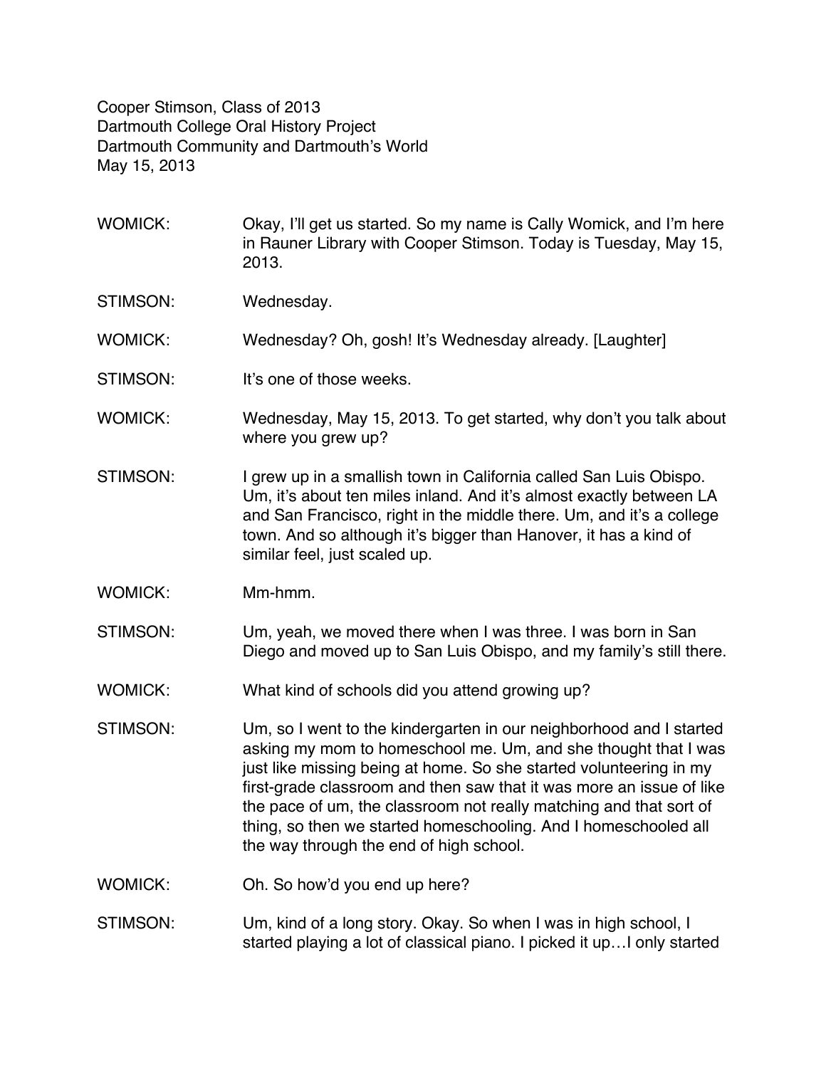Cooper Stimson, Class of 2013
Dartmouth College Oral History Project
Dartmouth Community and Dartmouth's World
May 15, 2013

WOMICK: Okay, I'll get us started. So my name is Cally Womick, and I'm here in Rauner Library with Cooper Stimson. Today is Tuesday, May 15, 2013.

STIMSON: Wednesday.

WOMICK: Wednesday? Oh, gosh! It's Wednesday already. [Laughter]

STIMSON: It's one of those weeks.

WOMICK: Wednesday, May 15, 2013. To get started, why don't you talk about where you grew up?

STIMSON: I grew up in a smallish town in California called San Luis Obispo. Um, it's about ten miles inland. And it's almost exactly between LA and San Francisco, right in the middle there. Um, and it's a college town. And so although it's bigger than Hanover, it has a kind of similar feel, just scaled up.

WOMICK: Mm-hmm.

STIMSON: Um, yeah, we moved there when I was three. I was born in San Diego and moved up to San Luis Obispo, and my family's still there.

WOMICK: What kind of schools did you attend growing up?

STIMSON: Um, so I went to the kindergarten in our neighborhood and I started asking my mom to homeschool me. Um, and she thought that I was just like missing being at home. So she started volunteering in my first-grade classroom and then saw that it was more an issue of like the pace of um, the classroom not really matching and that sort of thing, so then we started homeschooling. And I homeschooled all the way through the end of high school.

WOMICK: Oh. So how'd you end up here?

STIMSON: Um, kind of a long story. Okay. So when I was in high school, I started playing a lot of classical piano. I picked it up…I only started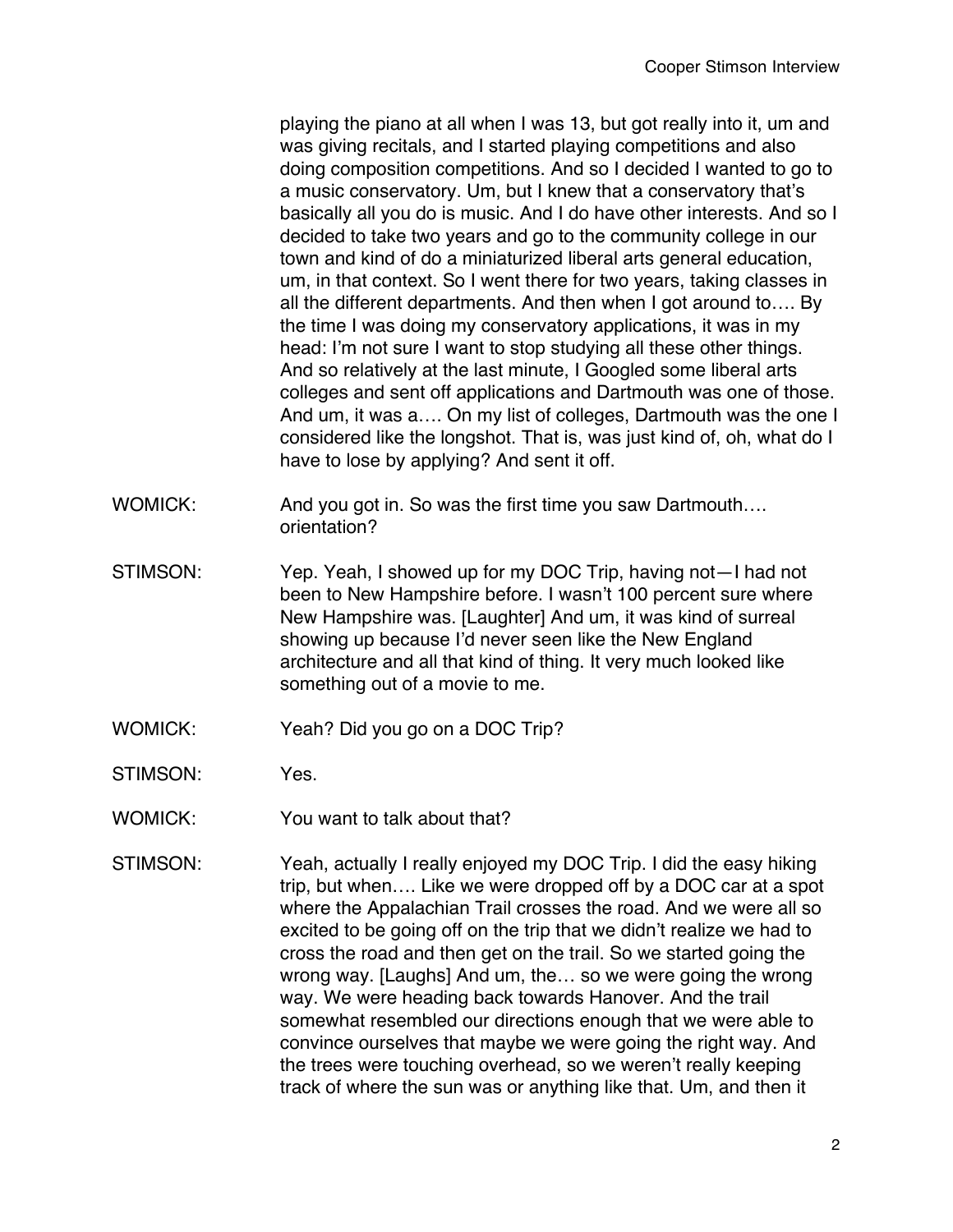playing the piano at all when I was 13, but got really into it, um and was giving recitals, and I started playing competitions and also doing composition competitions. And so I decided I wanted to go to a music conservatory. Um, but I knew that a conservatory that's basically all you do is music. And I do have other interests. And so I decided to take two years and go to the community college in our town and kind of do a miniaturized liberal arts general education, um, in that context. So I went there for two years, taking classes in all the different departments. And then when I got around to…. By the time I was doing my conservatory applications, it was in my head: I'm not sure I want to stop studying all these other things. And so relatively at the last minute, I Googled some liberal arts colleges and sent off applications and Dartmouth was one of those. And um, it was a…. On my list of colleges, Dartmouth was the one I considered like the longshot. That is, was just kind of, oh, what do I have to lose by applying? And sent it off.

WOMICK: And you got in. So was the first time you saw Dartmouth…. orientation?

STIMSON: Yep. Yeah, I showed up for my DOC Trip, having not—I had not been to New Hampshire before. I wasn't 100 percent sure where New Hampshire was. [Laughter] And um, it was kind of surreal showing up because I'd never seen like the New England architecture and all that kind of thing. It very much looked like something out of a movie to me.

WOMICK: Yeah? Did you go on a DOC Trip?

STIMSON: Yes.

WOMICK: You want to talk about that?

STIMSON: Yeah, actually I really enjoyed my DOC Trip. I did the easy hiking trip, but when…. Like we were dropped off by a DOC car at a spot where the Appalachian Trail crosses the road. And we were all so excited to be going off on the trip that we didn't realize we had to cross the road and then get on the trail. So we started going the wrong way. [Laughs] And um, the… so we were going the wrong way. We were heading back towards Hanover. And the trail somewhat resembled our directions enough that we were able to convince ourselves that maybe we were going the right way. And the trees were touching overhead, so we weren't really keeping track of where the sun was or anything like that. Um, and then it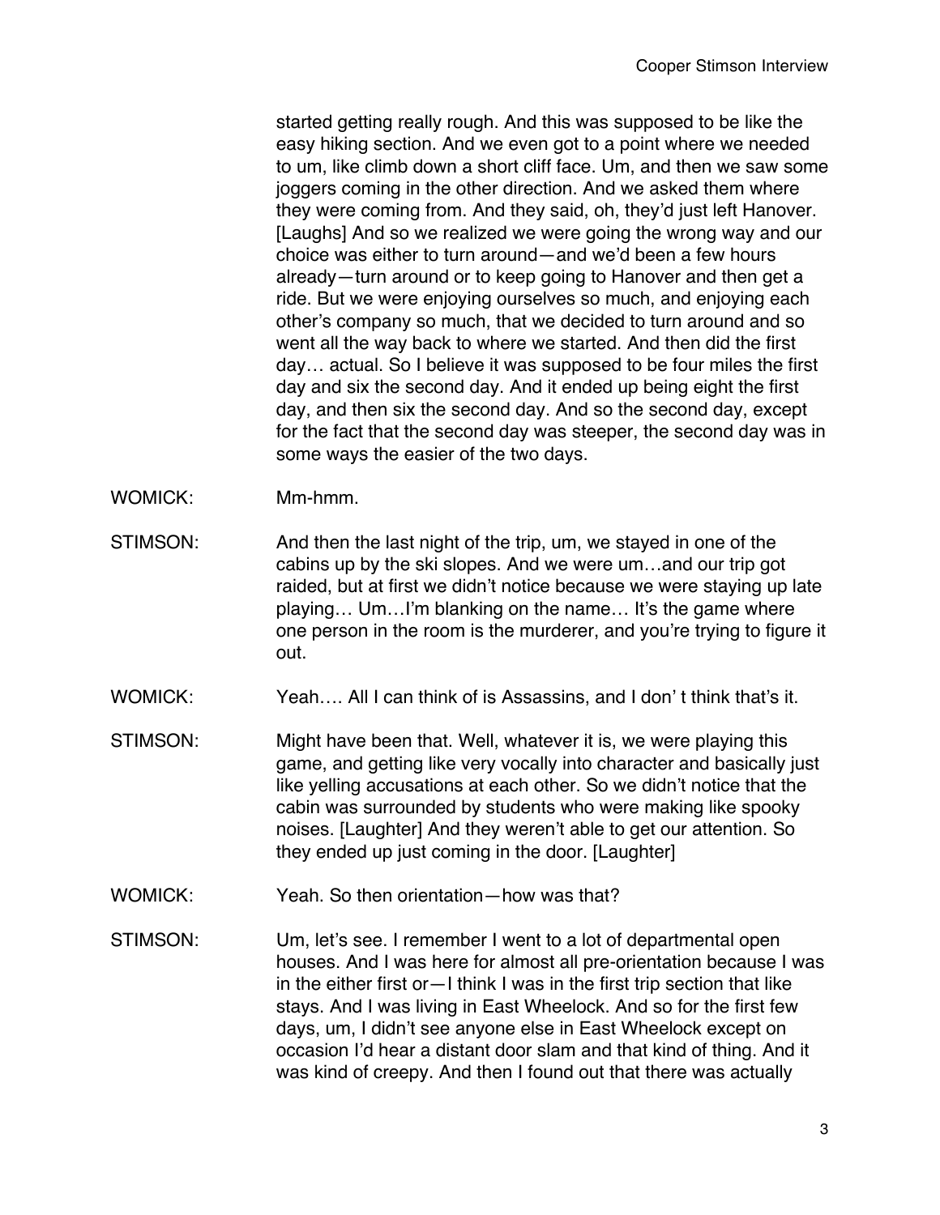started getting really rough. And this was supposed to be like the easy hiking section. And we even got to a point where we needed to um, like climb down a short cliff face. Um, and then we saw some joggers coming in the other direction. And we asked them where they were coming from. And they said, oh, they'd just left Hanover. [Laughs] And so we realized we were going the wrong way and our choice was either to turn around—and we'd been a few hours already—turn around or to keep going to Hanover and then get a ride. But we were enjoying ourselves so much, and enjoying each other's company so much, that we decided to turn around and so went all the way back to where we started. And then did the first day… actual. So I believe it was supposed to be four miles the first day and six the second day. And it ended up being eight the first day, and then six the second day. And so the second day, except for the fact that the second day was steeper, the second day was in some ways the easier of the two days.

WOMICK: Mm-hmm.

STIMSON: And then the last night of the trip, um, we stayed in one of the cabins up by the ski slopes. And we were um…and our trip got raided, but at first we didn't notice because we were staying up late playing… Um…I'm blanking on the name… It's the game where one person in the room is the murderer, and you're trying to figure it out.

WOMICK: Yeah…. All I can think of is Assassins, and I don' t think that's it.

STIMSON: Might have been that. Well, whatever it is, we were playing this game, and getting like very vocally into character and basically just like yelling accusations at each other. So we didn't notice that the cabin was surrounded by students who were making like spooky noises. [Laughter] And they weren't able to get our attention. So they ended up just coming in the door. [Laughter]

WOMICK: Yeah. So then orientation—how was that?

STIMSON: Um, let's see. I remember I went to a lot of departmental open houses. And I was here for almost all pre-orientation because I was in the either first or—I think I was in the first trip section that like stays. And I was living in East Wheelock. And so for the first few days, um, I didn't see anyone else in East Wheelock except on occasion I'd hear a distant door slam and that kind of thing. And it was kind of creepy. And then I found out that there was actually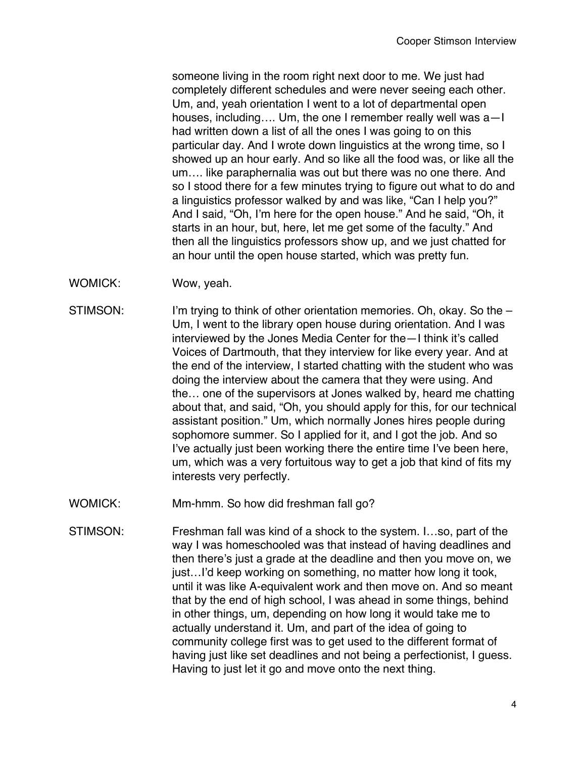someone living in the room right next door to me. We just had completely different schedules and were never seeing each other. Um, and, yeah orientation I went to a lot of departmental open houses, including…. Um, the one I remember really well was a—I had written down a list of all the ones I was going to on this particular day. And I wrote down linguistics at the wrong time, so I showed up an hour early. And so like all the food was, or like all the um…. like paraphernalia was out but there was no one there. And so I stood there for a few minutes trying to figure out what to do and a linguistics professor walked by and was like, "Can I help you?" And I said, "Oh, I'm here for the open house." And he said, "Oh, it starts in an hour, but, here, let me get some of the faculty." And then all the linguistics professors show up, and we just chatted for an hour until the open house started, which was pretty fun.

WOMICK: Wow, yeah.

STIMSON: I'm trying to think of other orientation memories. Oh, okay. So the – Um, I went to the library open house during orientation. And I was interviewed by the Jones Media Center for the—I think it's called Voices of Dartmouth, that they interview for like every year. And at the end of the interview, I started chatting with the student who was doing the interview about the camera that they were using. And the… one of the supervisors at Jones walked by, heard me chatting about that, and said, "Oh, you should apply for this, for our technical assistant position." Um, which normally Jones hires people during sophomore summer. So I applied for it, and I got the job. And so I've actually just been working there the entire time I've been here, um, which was a very fortuitous way to get a job that kind of fits my interests very perfectly.

WOMICK: Mm-hmm. So how did freshman fall go?

STIMSON: Freshman fall was kind of a shock to the system. I…so, part of the way I was homeschooled was that instead of having deadlines and then there's just a grade at the deadline and then you move on, we just…I'd keep working on something, no matter how long it took, until it was like A-equivalent work and then move on. And so meant that by the end of high school, I was ahead in some things, behind in other things, um, depending on how long it would take me to actually understand it. Um, and part of the idea of going to community college first was to get used to the different format of having just like set deadlines and not being a perfectionist, I guess. Having to just let it go and move onto the next thing.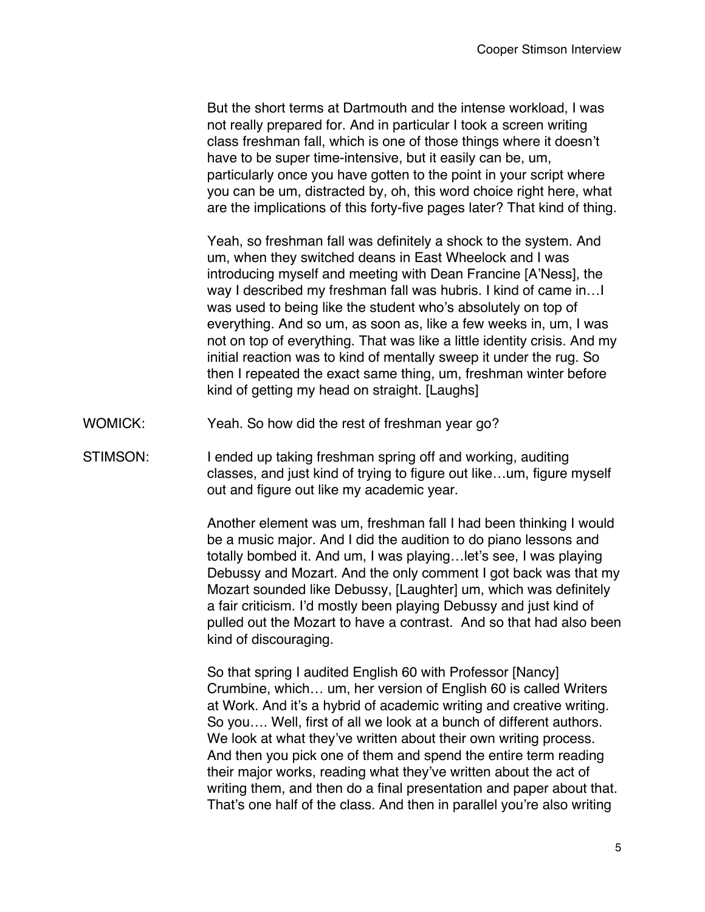But the short terms at Dartmouth and the intense workload, I was not really prepared for. And in particular I took a screen writing class freshman fall, which is one of those things where it doesn't have to be super time-intensive, but it easily can be, um, particularly once you have gotten to the point in your script where you can be um, distracted by, oh, this word choice right here, what are the implications of this forty-five pages later? That kind of thing.

Yeah, so freshman fall was definitely a shock to the system. And um, when they switched deans in East Wheelock and I was introducing myself and meeting with Dean Francine [A'Ness], the way I described my freshman fall was hubris. I kind of came in…I was used to being like the student who's absolutely on top of everything. And so um, as soon as, like a few weeks in, um, I was not on top of everything. That was like a little identity crisis. And my initial reaction was to kind of mentally sweep it under the rug. So then I repeated the exact same thing, um, freshman winter before kind of getting my head on straight. [Laughs]

WOMICK: Yeah. So how did the rest of freshman year go?

STIMSON: I ended up taking freshman spring off and working, auditing classes, and just kind of trying to figure out like…um, figure myself out and figure out like my academic year.

Another element was um, freshman fall I had been thinking I would be a music major. And I did the audition to do piano lessons and totally bombed it. And um, I was playing…let's see, I was playing Debussy and Mozart. And the only comment I got back was that my Mozart sounded like Debussy, [Laughter] um, which was definitely a fair criticism. I'd mostly been playing Debussy and just kind of pulled out the Mozart to have a contrast. And so that had also been kind of discouraging.

So that spring I audited English 60 with Professor [Nancy] Crumbine, which… um, her version of English 60 is called Writers at Work. And it's a hybrid of academic writing and creative writing. So you…. Well, first of all we look at a bunch of different authors. We look at what they've written about their own writing process. And then you pick one of them and spend the entire term reading their major works, reading what they've written about the act of writing them, and then do a final presentation and paper about that. That's one half of the class. And then in parallel you're also writing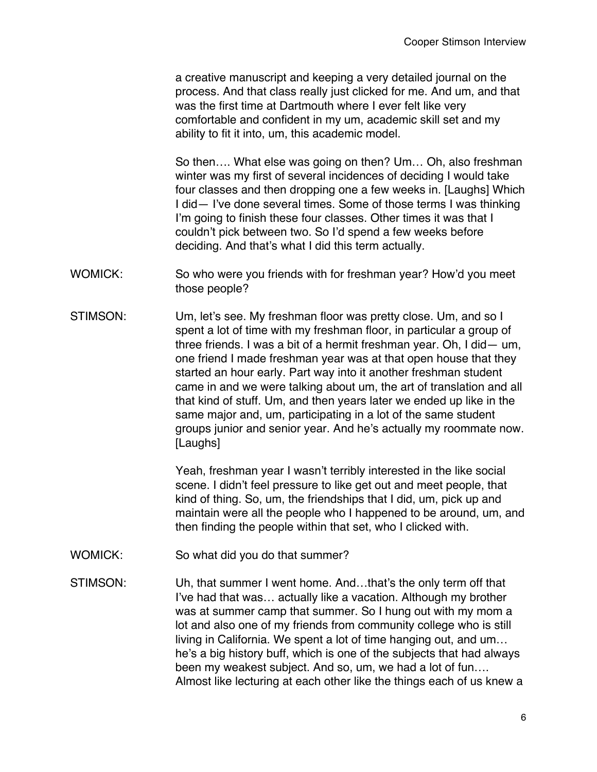a creative manuscript and keeping a very detailed journal on the process. And that class really just clicked for me. And um, and that was the first time at Dartmouth where I ever felt like very comfortable and confident in my um, academic skill set and my ability to fit it into, um, this academic model.

So then…. What else was going on then? Um… Oh, also freshman winter was my first of several incidences of deciding I would take four classes and then dropping one a few weeks in. [Laughs] Which I did— I've done several times. Some of those terms I was thinking I'm going to finish these four classes. Other times it was that I couldn't pick between two. So I'd spend a few weeks before deciding. And that's what I did this term actually.

WOMICK: So who were you friends with for freshman year? How'd you meet those people?

STIMSON: Um, let's see. My freshman floor was pretty close. Um, and so I spent a lot of time with my freshman floor, in particular a group of three friends. I was a bit of a hermit freshman year. Oh, I did— um, one friend I made freshman year was at that open house that they started an hour early. Part way into it another freshman student came in and we were talking about um, the art of translation and all that kind of stuff. Um, and then years later we ended up like in the same major and, um, participating in a lot of the same student groups junior and senior year. And he's actually my roommate now. [Laughs]

Yeah, freshman year I wasn't terribly interested in the like social scene. I didn't feel pressure to like get out and meet people, that kind of thing. So, um, the friendships that I did, um, pick up and maintain were all the people who I happened to be around, um, and then finding the people within that set, who I clicked with.

WOMICK: So what did you do that summer?

STIMSON: Uh, that summer I went home. And…that's the only term off that I've had that was… actually like a vacation. Although my brother was at summer camp that summer. So I hung out with my mom a lot and also one of my friends from community college who is still living in California. We spent a lot of time hanging out, and um… he's a big history buff, which is one of the subjects that had always been my weakest subject. And so, um, we had a lot of fun…. Almost like lecturing at each other like the things each of us knew a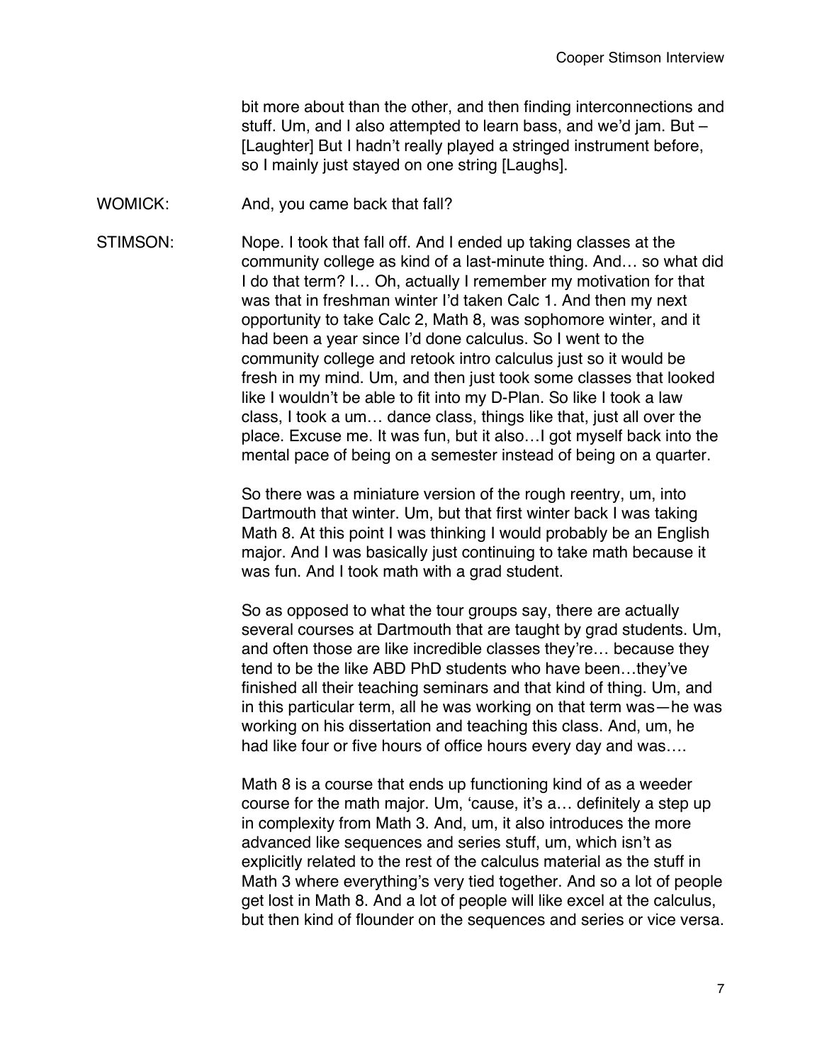bit more about than the other, and then finding interconnections and stuff. Um, and I also attempted to learn bass, and we'd jam. But – [Laughter] But I hadn't really played a stringed instrument before, so I mainly just stayed on one string [Laughs].

WOMICK: And, you came back that fall?

STIMSON: Nope. I took that fall off. And I ended up taking classes at the community college as kind of a last-minute thing. And… so what did I do that term? I… Oh, actually I remember my motivation for that was that in freshman winter I'd taken Calc 1. And then my next opportunity to take Calc 2, Math 8, was sophomore winter, and it had been a year since I'd done calculus. So I went to the community college and retook intro calculus just so it would be fresh in my mind. Um, and then just took some classes that looked like I wouldn't be able to fit into my D-Plan. So like I took a law class, I took a um… dance class, things like that, just all over the place. Excuse me. It was fun, but it also…I got myself back into the mental pace of being on a semester instead of being on a quarter.

So there was a miniature version of the rough reentry, um, into Dartmouth that winter. Um, but that first winter back I was taking Math 8. At this point I was thinking I would probably be an English major. And I was basically just continuing to take math because it was fun. And I took math with a grad student.

So as opposed to what the tour groups say, there are actually several courses at Dartmouth that are taught by grad students. Um, and often those are like incredible classes they're… because they tend to be the like ABD PhD students who have been…they've finished all their teaching seminars and that kind of thing. Um, and in this particular term, all he was working on that term was—he was working on his dissertation and teaching this class. And, um, he had like four or five hours of office hours every day and was….

Math 8 is a course that ends up functioning kind of as a weeder course for the math major. Um, 'cause, it's a… definitely a step up in complexity from Math 3. And, um, it also introduces the more advanced like sequences and series stuff, um, which isn't as explicitly related to the rest of the calculus material as the stuff in Math 3 where everything's very tied together. And so a lot of people get lost in Math 8. And a lot of people will like excel at the calculus, but then kind of flounder on the sequences and series or vice versa.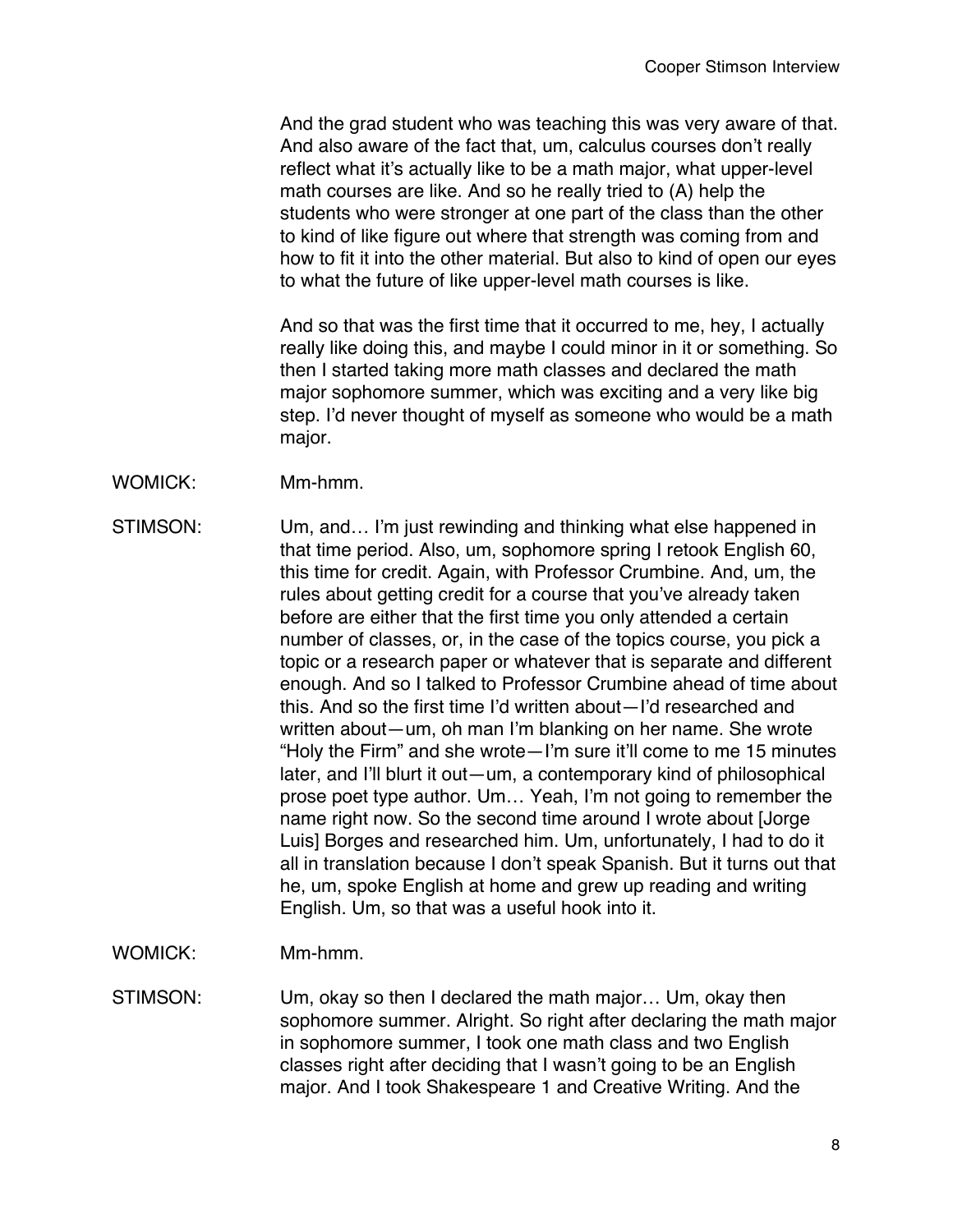And the grad student who was teaching this was very aware of that. And also aware of the fact that, um, calculus courses don't really reflect what it's actually like to be a math major, what upper-level math courses are like. And so he really tried to (A) help the students who were stronger at one part of the class than the other to kind of like figure out where that strength was coming from and how to fit it into the other material. But also to kind of open our eyes to what the future of like upper-level math courses is like.

And so that was the first time that it occurred to me, hey, I actually really like doing this, and maybe I could minor in it or something. So then I started taking more math classes and declared the math major sophomore summer, which was exciting and a very like big step. I'd never thought of myself as someone who would be a math major.

WOMICK: Mm-hmm.

STIMSON: Um, and… I'm just rewinding and thinking what else happened in that time period. Also, um, sophomore spring I retook English 60, this time for credit. Again, with Professor Crumbine. And, um, the rules about getting credit for a course that you've already taken before are either that the first time you only attended a certain number of classes, or, in the case of the topics course, you pick a topic or a research paper or whatever that is separate and different enough. And so I talked to Professor Crumbine ahead of time about this. And so the first time I'd written about—I'd researched and written about—um, oh man I'm blanking on her name. She wrote "Holy the Firm" and she wrote—I'm sure it'll come to me 15 minutes later, and I'll blurt it out—um, a contemporary kind of philosophical prose poet type author. Um… Yeah, I'm not going to remember the name right now. So the second time around I wrote about [Jorge Luis] Borges and researched him. Um, unfortunately, I had to do it all in translation because I don't speak Spanish. But it turns out that he, um, spoke English at home and grew up reading and writing English. Um, so that was a useful hook into it.

WOMICK: Mm-hmm.

STIMSON: Um, okay so then I declared the math major… Um, okay then sophomore summer. Alright. So right after declaring the math major in sophomore summer, I took one math class and two English classes right after deciding that I wasn't going to be an English major. And I took Shakespeare 1 and Creative Writing. And the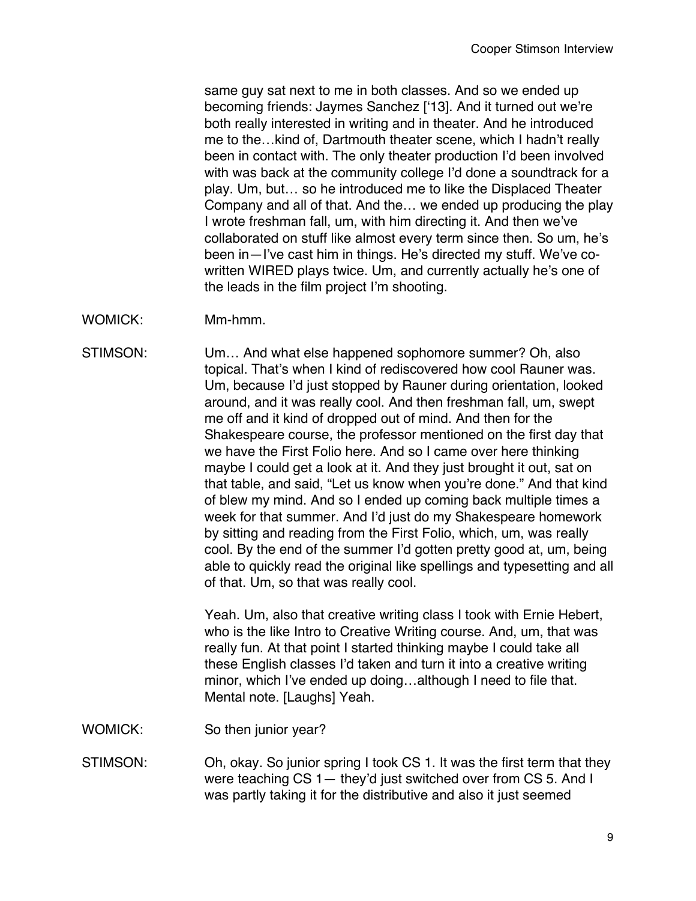same guy sat next to me in both classes. And so we ended up becoming friends: Jaymes Sanchez ['13]. And it turned out we're both really interested in writing and in theater. And he introduced me to the…kind of, Dartmouth theater scene, which I hadn't really been in contact with. The only theater production I'd been involved with was back at the community college I'd done a soundtrack for a play. Um, but… so he introduced me to like the Displaced Theater Company and all of that. And the… we ended up producing the play I wrote freshman fall, um, with him directing it. And then we've collaborated on stuff like almost every term since then. So um, he's been in—I've cast him in things. He's directed my stuff. We've co-written WIRED plays twice. Um, and currently actually he's one of the leads in the film project I'm shooting.

WOMICK: Mm-hmm.

STIMSON: Um… And what else happened sophomore summer? Oh, also topical. That's when I kind of rediscovered how cool Rauner was. Um, because I'd just stopped by Rauner during orientation, looked around, and it was really cool. And then freshman fall, um, swept me off and it kind of dropped out of mind. And then for the Shakespeare course, the professor mentioned on the first day that we have the First Folio here. And so I came over here thinking maybe I could get a look at it. And they just brought it out, sat on that table, and said, "Let us know when you're done." And that kind of blew my mind. And so I ended up coming back multiple times a week for that summer. And I'd just do my Shakespeare homework by sitting and reading from the First Folio, which, um, was really cool. By the end of the summer I'd gotten pretty good at, um, being able to quickly read the original like spellings and typesetting and all of that. Um, so that was really cool.

Yeah. Um, also that creative writing class I took with Ernie Hebert, who is the like Intro to Creative Writing course. And, um, that was really fun. At that point I started thinking maybe I could take all these English classes I'd taken and turn it into a creative writing minor, which I've ended up doing…although I need to file that. Mental note. [Laughs] Yeah.

WOMICK: So then junior year?

STIMSON: Oh, okay. So junior spring I took CS 1. It was the first term that they were teaching CS 1— they'd just switched over from CS 5. And I was partly taking it for the distributive and also it just seemed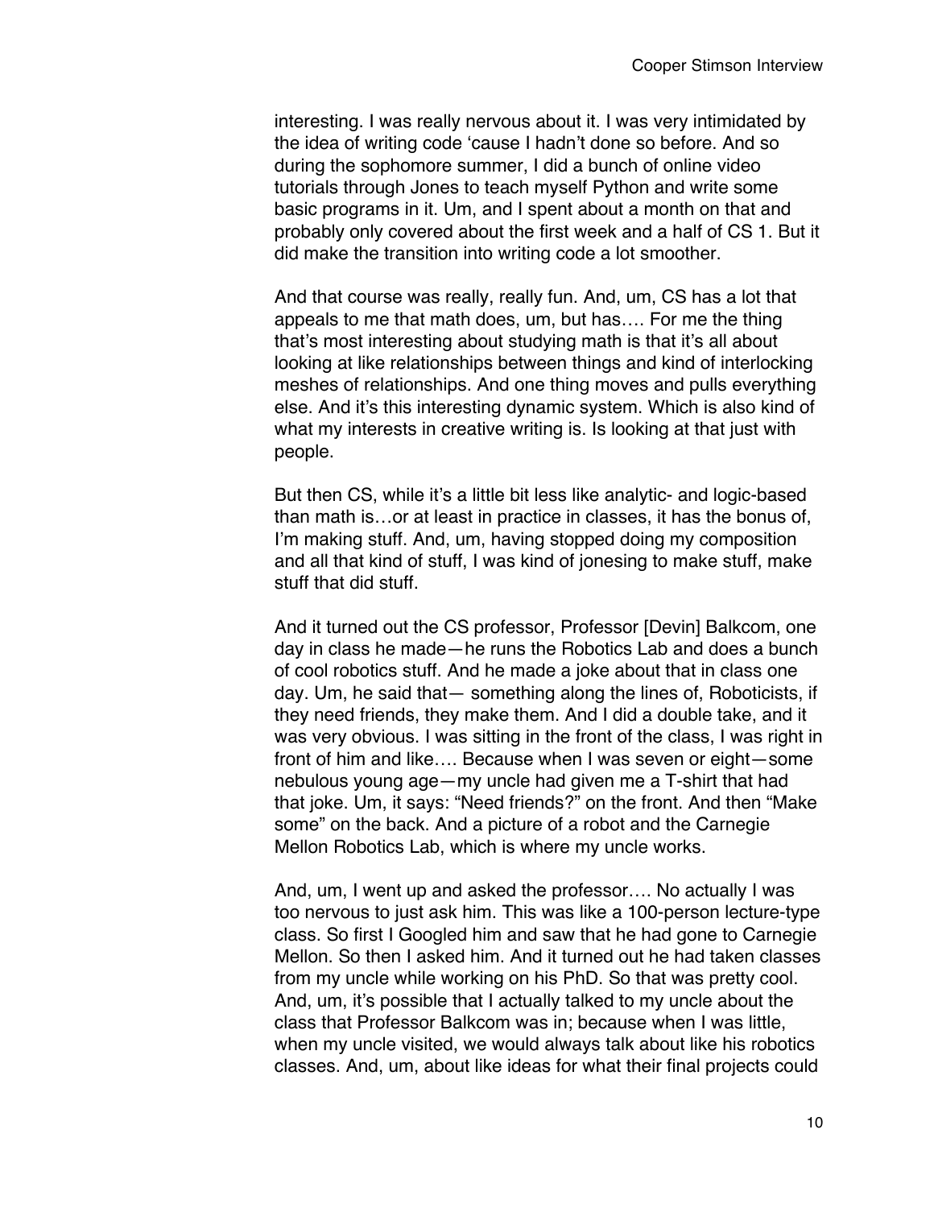interesting. I was really nervous about it. I was very intimidated by the idea of writing code 'cause I hadn't done so before. And so during the sophomore summer, I did a bunch of online video tutorials through Jones to teach myself Python and write some basic programs in it. Um, and I spent about a month on that and probably only covered about the first week and a half of CS 1. But it did make the transition into writing code a lot smoother.

And that course was really, really fun. And, um, CS has a lot that appeals to me that math does, um, but has…. For me the thing that's most interesting about studying math is that it's all about looking at like relationships between things and kind of interlocking meshes of relationships. And one thing moves and pulls everything else. And it's this interesting dynamic system. Which is also kind of what my interests in creative writing is. Is looking at that just with people.

But then CS, while it's a little bit less like analytic- and logic-based than math is…or at least in practice in classes, it has the bonus of, I'm making stuff. And, um, having stopped doing my composition and all that kind of stuff, I was kind of jonesing to make stuff, make stuff that did stuff.

And it turned out the CS professor, Professor [Devin] Balkcom, one day in class he made—he runs the Robotics Lab and does a bunch of cool robotics stuff. And he made a joke about that in class one day. Um, he said that— something along the lines of, Roboticists, if they need friends, they make them. And I did a double take, and it was very obvious. I was sitting in the front of the class, I was right in front of him and like…. Because when I was seven or eight—some nebulous young age—my uncle had given me a T-shirt that had that joke. Um, it says: "Need friends?" on the front. And then "Make some" on the back. And a picture of a robot and the Carnegie Mellon Robotics Lab, which is where my uncle works.

And, um, I went up and asked the professor…. No actually I was too nervous to just ask him. This was like a 100-person lecture-type class. So first I Googled him and saw that he had gone to Carnegie Mellon. So then I asked him. And it turned out he had taken classes from my uncle while working on his PhD. So that was pretty cool. And, um, it's possible that I actually talked to my uncle about the class that Professor Balkcom was in; because when I was little, when my uncle visited, we would always talk about like his robotics classes. And, um, about like ideas for what their final projects could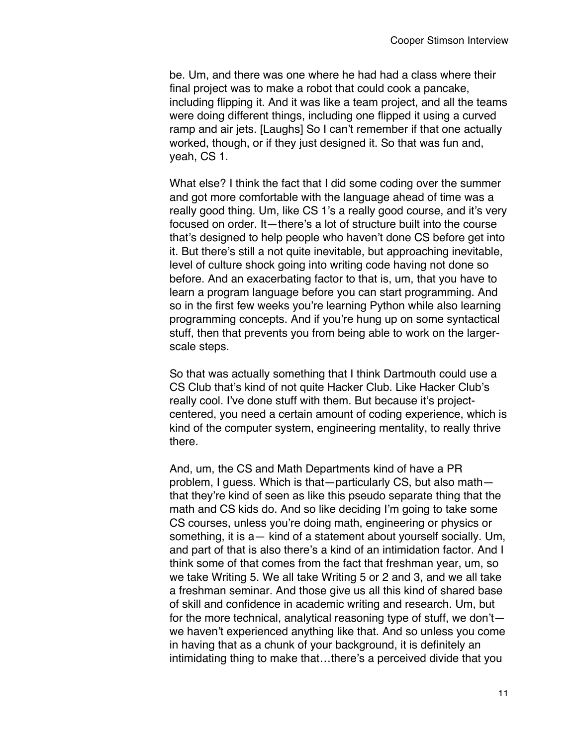be. Um, and there was one where he had had a class where their final project was to make a robot that could cook a pancake, including flipping it. And it was like a team project, and all the teams were doing different things, including one flipped it using a curved ramp and air jets. [Laughs] So I can't remember if that one actually worked, though, or if they just designed it. So that was fun and, yeah, CS 1.

What else? I think the fact that I did some coding over the summer and got more comfortable with the language ahead of time was a really good thing. Um, like CS 1's a really good course, and it's very focused on order. It—there's a lot of structure built into the course that's designed to help people who haven't done CS before get into it. But there's still a not quite inevitable, but approaching inevitable, level of culture shock going into writing code having not done so before. And an exacerbating factor to that is, um, that you have to learn a program language before you can start programming. And so in the first few weeks you're learning Python while also learning programming concepts. And if you're hung up on some syntactical stuff, then that prevents you from being able to work on the larger-scale steps.

So that was actually something that I think Dartmouth could use a CS Club that's kind of not quite Hacker Club. Like Hacker Club's really cool. I've done stuff with them. But because it's project-centered, you need a certain amount of coding experience, which is kind of the computer system, engineering mentality, to really thrive there.

And, um, the CS and Math Departments kind of have a PR problem, I guess. Which is that—particularly CS, but also math—that they're kind of seen as like this pseudo separate thing that the math and CS kids do. And so like deciding I'm going to take some CS courses, unless you're doing math, engineering or physics or something, it is a— kind of a statement about yourself socially. Um, and part of that is also there's a kind of an intimidation factor. And I think some of that comes from the fact that freshman year, um, so we take Writing 5. We all take Writing 5 or 2 and 3, and we all take a freshman seminar. And those give us all this kind of shared base of skill and confidence in academic writing and research. Um, but for the more technical, analytical reasoning type of stuff, we don't—we haven't experienced anything like that. And so unless you come in having that as a chunk of your background, it is definitely an intimidating thing to make that…there's a perceived divide that you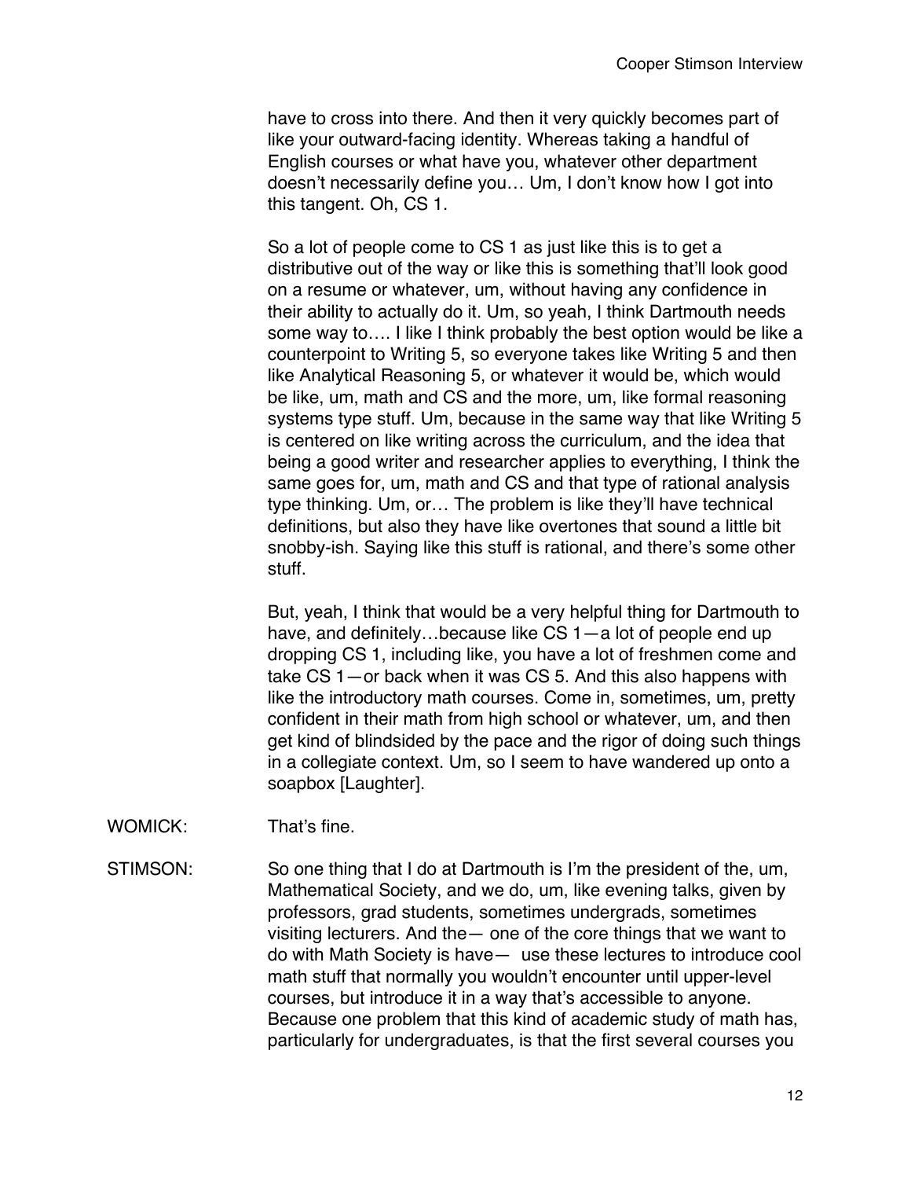have to cross into there. And then it very quickly becomes part of like your outward-facing identity. Whereas taking a handful of English courses or what have you, whatever other department doesn't necessarily define you… Um, I don't know how I got into this tangent. Oh, CS 1.

So a lot of people come to CS 1 as just like this is to get a distributive out of the way or like this is something that'll look good on a resume or whatever, um, without having any confidence in their ability to actually do it. Um, so yeah, I think Dartmouth needs some way to…. I like I think probably the best option would be like a counterpoint to Writing 5, so everyone takes like Writing 5 and then like Analytical Reasoning 5, or whatever it would be, which would be like, um, math and CS and the more, um, like formal reasoning systems type stuff. Um, because in the same way that like Writing 5 is centered on like writing across the curriculum, and the idea that being a good writer and researcher applies to everything, I think the same goes for, um, math and CS and that type of rational analysis type thinking. Um, or… The problem is like they'll have technical definitions, but also they have like overtones that sound a little bit snobby-ish. Saying like this stuff is rational, and there's some other stuff.

But, yeah, I think that would be a very helpful thing for Dartmouth to have, and definitely…because like CS 1—a lot of people end up dropping CS 1, including like, you have a lot of freshmen come and take CS 1—or back when it was CS 5. And this also happens with like the introductory math courses. Come in, sometimes, um, pretty confident in their math from high school or whatever, um, and then get kind of blindsided by the pace and the rigor of doing such things in a collegiate context. Um, so I seem to have wandered up onto a soapbox [Laughter].

WOMICK: That's fine.

STIMSON: So one thing that I do at Dartmouth is I'm the president of the, um, Mathematical Society, and we do, um, like evening talks, given by professors, grad students, sometimes undergrads, sometimes visiting lecturers. And the— one of the core things that we want to do with Math Society is have— use these lectures to introduce cool math stuff that normally you wouldn't encounter until upper-level courses, but introduce it in a way that's accessible to anyone. Because one problem that this kind of academic study of math has, particularly for undergraduates, is that the first several courses you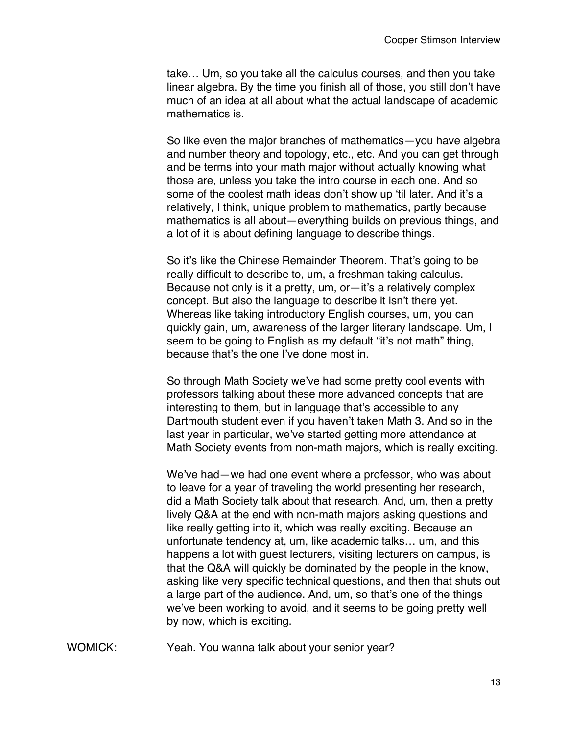take… Um, so you take all the calculus courses, and then you take linear algebra. By the time you finish all of those, you still don't have much of an idea at all about what the actual landscape of academic mathematics is.

So like even the major branches of mathematics—you have algebra and number theory and topology, etc., etc. And you can get through and be terms into your math major without actually knowing what those are, unless you take the intro course in each one. And so some of the coolest math ideas don't show up 'til later. And it's a relatively, I think, unique problem to mathematics, partly because mathematics is all about—everything builds on previous things, and a lot of it is about defining language to describe things.

So it's like the Chinese Remainder Theorem. That's going to be really difficult to describe to, um, a freshman taking calculus. Because not only is it a pretty, um, or—it's a relatively complex concept. But also the language to describe it isn't there yet. Whereas like taking introductory English courses, um, you can quickly gain, um, awareness of the larger literary landscape. Um, I seem to be going to English as my default "it's not math" thing, because that's the one I've done most in.

So through Math Society we've had some pretty cool events with professors talking about these more advanced concepts that are interesting to them, but in language that's accessible to any Dartmouth student even if you haven't taken Math 3. And so in the last year in particular, we've started getting more attendance at Math Society events from non-math majors, which is really exciting.

We've had—we had one event where a professor, who was about to leave for a year of traveling the world presenting her research, did a Math Society talk about that research. And, um, then a pretty lively Q&A at the end with non-math majors asking questions and like really getting into it, which was really exciting. Because an unfortunate tendency at, um, like academic talks… um, and this happens a lot with guest lecturers, visiting lecturers on campus, is that the Q&A will quickly be dominated by the people in the know, asking like very specific technical questions, and then that shuts out a large part of the audience. And, um, so that's one of the things we've been working to avoid, and it seems to be going pretty well by now, which is exciting.

WOMICK: Yeah. You wanna talk about your senior year?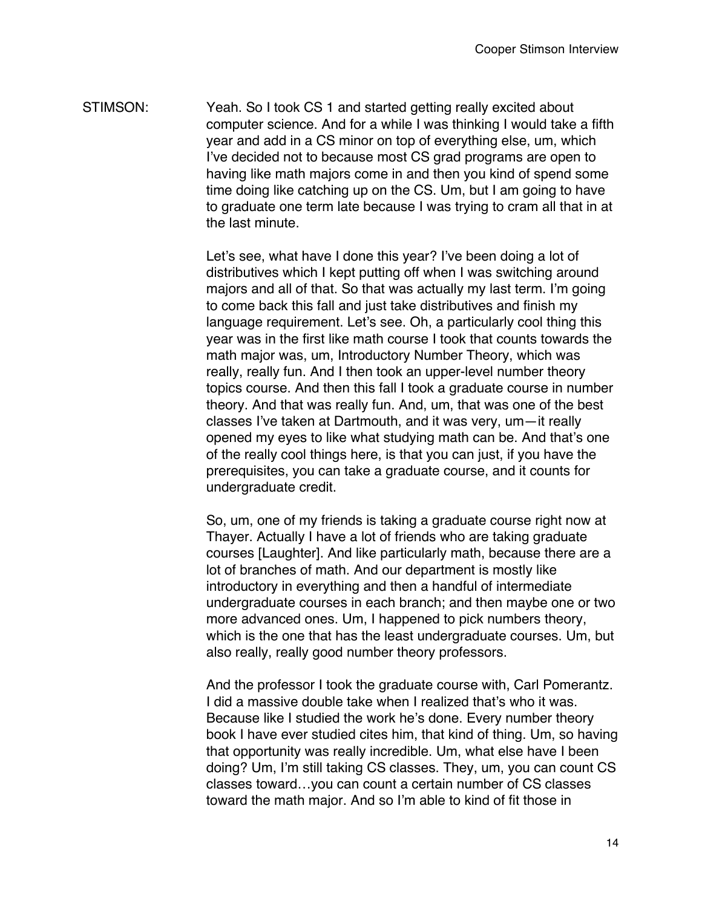STIMSON: Yeah. So I took CS 1 and started getting really excited about computer science. And for a while I was thinking I would take a fifth year and add in a CS minor on top of everything else, um, which I've decided not to because most CS grad programs are open to having like math majors come in and then you kind of spend some time doing like catching up on the CS. Um, but I am going to have to graduate one term late because I was trying to cram all that in at the last minute.

Let's see, what have I done this year? I've been doing a lot of distributives which I kept putting off when I was switching around majors and all of that. So that was actually my last term. I'm going to come back this fall and just take distributives and finish my language requirement. Let's see. Oh, a particularly cool thing this year was in the first like math course I took that counts towards the math major was, um, Introductory Number Theory, which was really, really fun. And I then took an upper-level number theory topics course. And then this fall I took a graduate course in number theory. And that was really fun. And, um, that was one of the best classes I've taken at Dartmouth, and it was very, um—it really opened my eyes to like what studying math can be. And that's one of the really cool things here, is that you can just, if you have the prerequisites, you can take a graduate course, and it counts for undergraduate credit.

So, um, one of my friends is taking a graduate course right now at Thayer. Actually I have a lot of friends who are taking graduate courses [Laughter]. And like particularly math, because there are a lot of branches of math. And our department is mostly like introductory in everything and then a handful of intermediate undergraduate courses in each branch; and then maybe one or two more advanced ones. Um, I happened to pick numbers theory, which is the one that has the least undergraduate courses. Um, but also really, really good number theory professors.

And the professor I took the graduate course with, Carl Pomerantz. I did a massive double take when I realized that's who it was. Because like I studied the work he's done. Every number theory book I have ever studied cites him, that kind of thing. Um, so having that opportunity was really incredible. Um, what else have I been doing? Um, I'm still taking CS classes. They, um, you can count CS classes toward…you can count a certain number of CS classes toward the math major. And so I'm able to kind of fit those in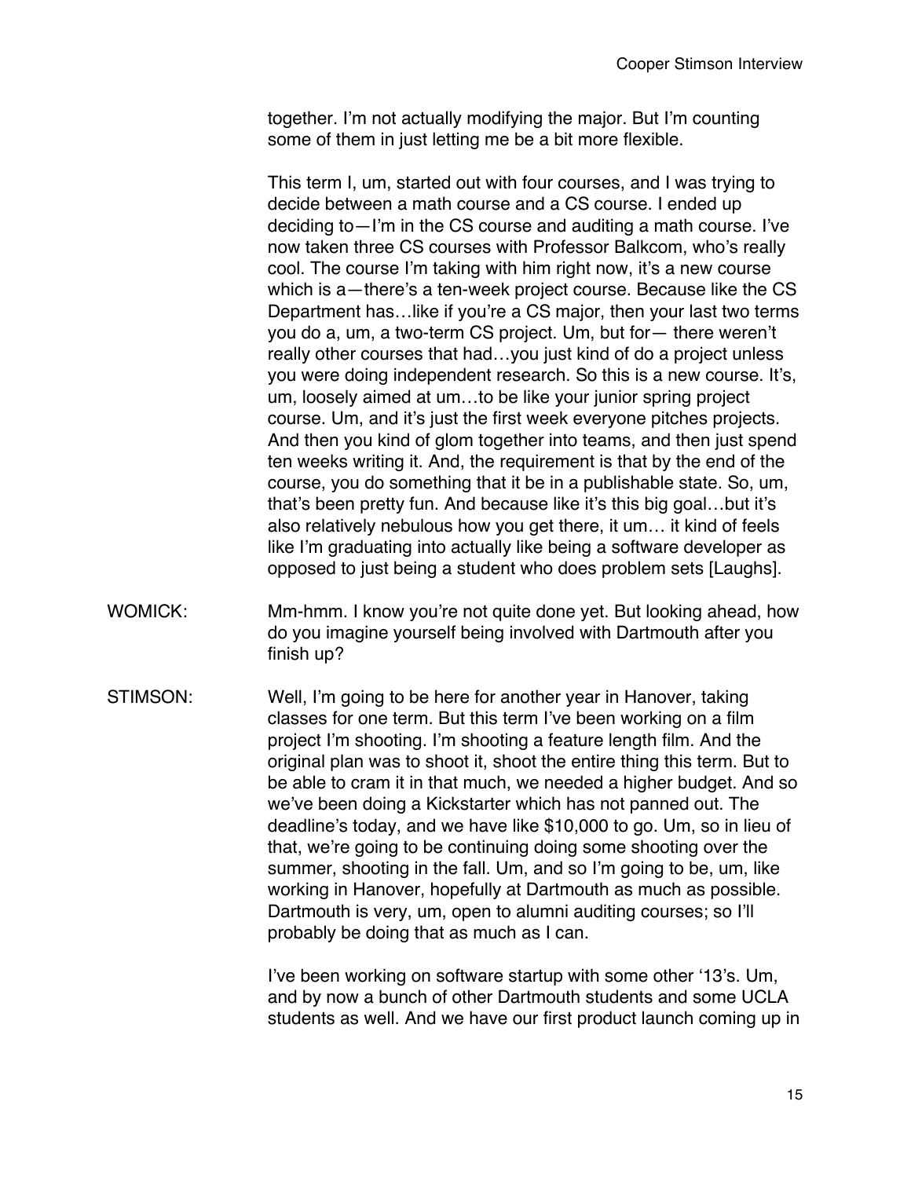together. I'm not actually modifying the major. But I'm counting some of them in just letting me be a bit more flexible.

This term I, um, started out with four courses, and I was trying to decide between a math course and a CS course. I ended up deciding to—I'm in the CS course and auditing a math course. I've now taken three CS courses with Professor Balkcom, who's really cool. The course I'm taking with him right now, it's a new course which is a—there's a ten-week project course. Because like the CS Department has…like if you're a CS major, then your last two terms you do a, um, a two-term CS project. Um, but for— there weren't really other courses that had…you just kind of do a project unless you were doing independent research. So this is a new course. It's, um, loosely aimed at um…to be like your junior spring project course. Um, and it's just the first week everyone pitches projects. And then you kind of glom together into teams, and then just spend ten weeks writing it. And, the requirement is that by the end of the course, you do something that it be in a publishable state. So, um, that's been pretty fun. And because like it's this big goal…but it's also relatively nebulous how you get there, it um… it kind of feels like I'm graduating into actually like being a software developer as opposed to just being a student who does problem sets [Laughs].

WOMICK: Mm-hmm. I know you're not quite done yet. But looking ahead, how do you imagine yourself being involved with Dartmouth after you finish up?

STIMSON: Well, I'm going to be here for another year in Hanover, taking classes for one term. But this term I've been working on a film project I'm shooting. I'm shooting a feature length film. And the original plan was to shoot it, shoot the entire thing this term. But to be able to cram it in that much, we needed a higher budget. And so we've been doing a Kickstarter which has not panned out. The deadline's today, and we have like $10,000 to go. Um, so in lieu of that, we're going to be continuing doing some shooting over the summer, shooting in the fall. Um, and so I'm going to be, um, like working in Hanover, hopefully at Dartmouth as much as possible. Dartmouth is very, um, open to alumni auditing courses; so I'll probably be doing that as much as I can.

I've been working on software startup with some other '13's. Um, and by now a bunch of other Dartmouth students and some UCLA students as well. And we have our first product launch coming up in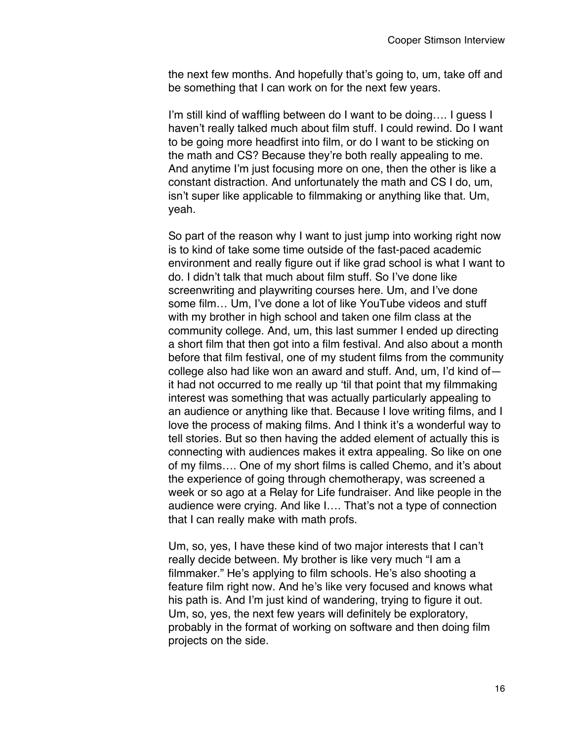the next few months. And hopefully that's going to, um, take off and be something that I can work on for the next few years.

I'm still kind of waffling between do I want to be doing…. I guess I haven't really talked much about film stuff. I could rewind. Do I want to be going more headfirst into film, or do I want to be sticking on the math and CS? Because they're both really appealing to me. And anytime I'm just focusing more on one, then the other is like a constant distraction. And unfortunately the math and CS I do, um, isn't super like applicable to filmmaking or anything like that. Um, yeah.

So part of the reason why I want to just jump into working right now is to kind of take some time outside of the fast-paced academic environment and really figure out if like grad school is what I want to do. I didn't talk that much about film stuff. So I've done like screenwriting and playwriting courses here. Um, and I've done some film… Um, I've done a lot of like YouTube videos and stuff with my brother in high school and taken one film class at the community college. And, um, this last summer I ended up directing a short film that then got into a film festival. And also about a month before that film festival, one of my student films from the community college also had like won an award and stuff. And, um, I'd kind of—it had not occurred to me really up 'til that point that my filmmaking interest was something that was actually particularly appealing to an audience or anything like that. Because I love writing films, and I love the process of making films. And I think it's a wonderful way to tell stories. But so then having the added element of actually this is connecting with audiences makes it extra appealing. So like on one of my films…. One of my short films is called Chemo, and it's about the experience of going through chemotherapy, was screened a week or so ago at a Relay for Life fundraiser. And like people in the audience were crying. And like I…. That's not a type of connection that I can really make with math profs.

Um, so, yes, I have these kind of two major interests that I can't really decide between. My brother is like very much "I am a filmmaker." He's applying to film schools. He's also shooting a feature film right now. And he's like very focused and knows what his path is. And I'm just kind of wandering, trying to figure it out. Um, so, yes, the next few years will definitely be exploratory, probably in the format of working on software and then doing film projects on the side.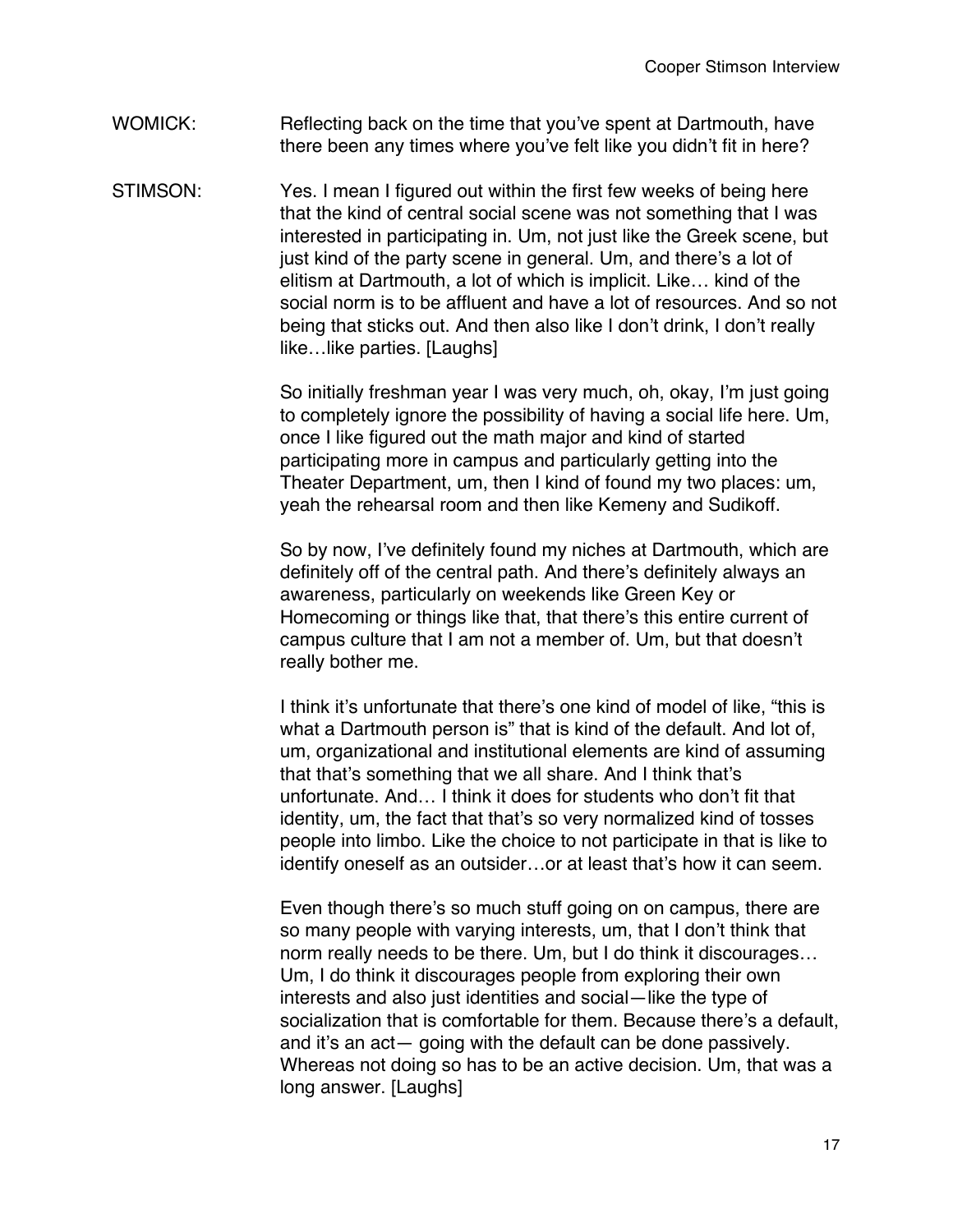WOMICK: Reflecting back on the time that you've spent at Dartmouth, have there been any times where you've felt like you didn't fit in here?

STIMSON: Yes. I mean I figured out within the first few weeks of being here that the kind of central social scene was not something that I was interested in participating in. Um, not just like the Greek scene, but just kind of the party scene in general. Um, and there's a lot of elitism at Dartmouth, a lot of which is implicit. Like… kind of the social norm is to be affluent and have a lot of resources. And so not being that sticks out. And then also like I don't drink, I don't really like…like parties. [Laughs]

So initially freshman year I was very much, oh, okay, I'm just going to completely ignore the possibility of having a social life here. Um, once I like figured out the math major and kind of started participating more in campus and particularly getting into the Theater Department, um, then I kind of found my two places: um, yeah the rehearsal room and then like Kemeny and Sudikoff.

So by now, I've definitely found my niches at Dartmouth, which are definitely off of the central path. And there's definitely always an awareness, particularly on weekends like Green Key or Homecoming or things like that, that there's this entire current of campus culture that I am not a member of. Um, but that doesn't really bother me.

I think it's unfortunate that there's one kind of model of like, "this is what a Dartmouth person is" that is kind of the default. And lot of, um, organizational and institutional elements are kind of assuming that that's something that we all share. And I think that's unfortunate. And… I think it does for students who don't fit that identity, um, the fact that that's so very normalized kind of tosses people into limbo. Like the choice to not participate in that is like to identify oneself as an outsider…or at least that's how it can seem.

Even though there's so much stuff going on on campus, there are so many people with varying interests, um, that I don't think that norm really needs to be there. Um, but I do think it discourages… Um, I do think it discourages people from exploring their own interests and also just identities and social—like the type of socialization that is comfortable for them. Because there's a default, and it's an act— going with the default can be done passively. Whereas not doing so has to be an active decision. Um, that was a long answer. [Laughs]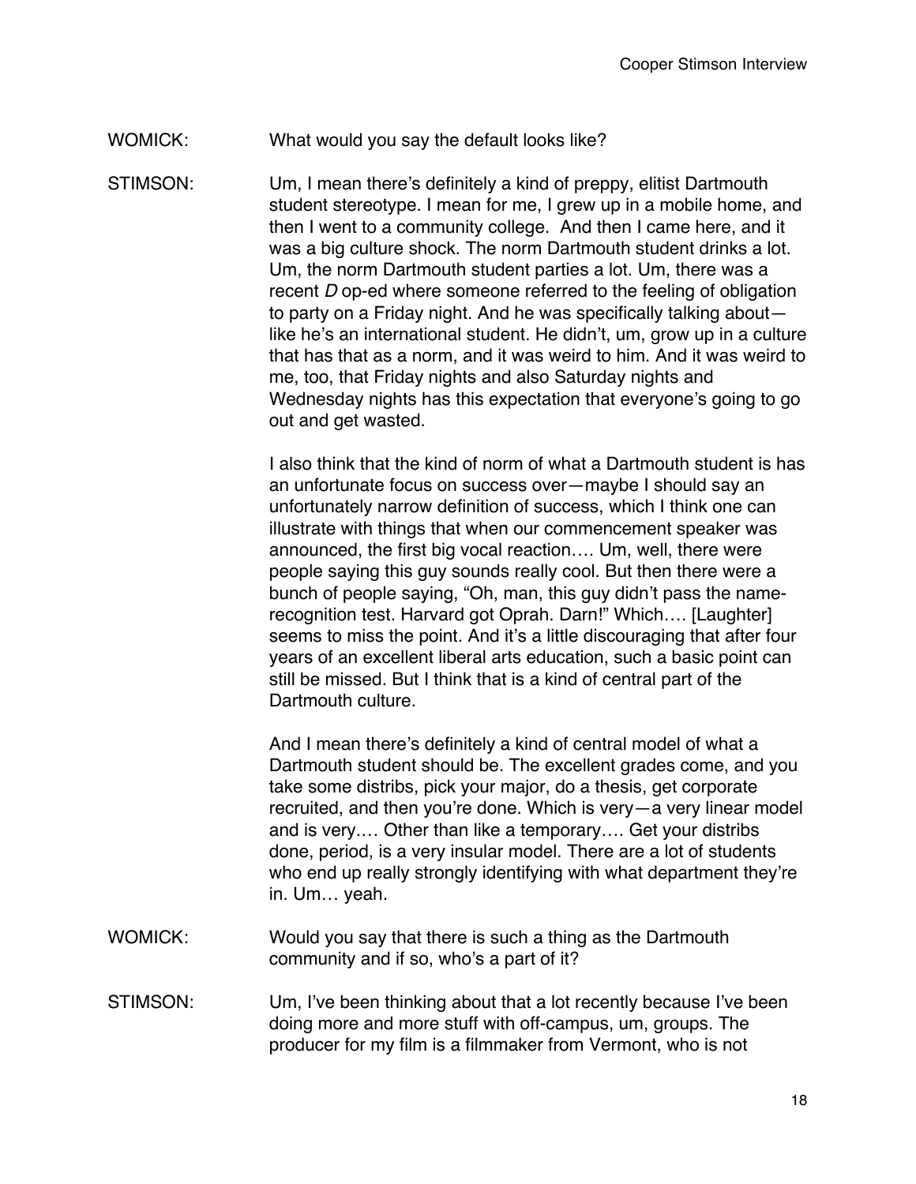WOMICK: What would you say the default looks like?

STIMSON: Um, I mean there's definitely a kind of preppy, elitist Dartmouth student stereotype. I mean for me, I grew up in a mobile home, and then I went to a community college. And then I came here, and it was a big culture shock. The norm Dartmouth student drinks a lot. Um, the norm Dartmouth student parties a lot. Um, there was a recent *D* op-ed where someone referred to the feeling of obligation to party on a Friday night. And he was specifically talking about—like he's an international student. He didn't, um, grow up in a culture that has that as a norm, and it was weird to him. And it was weird to me, too, that Friday nights and also Saturday nights and Wednesday nights has this expectation that everyone's going to go out and get wasted.

I also think that the kind of norm of what a Dartmouth student is has an unfortunate focus on success over—maybe I should say an unfortunately narrow definition of success, which I think one can illustrate with things that when our commencement speaker was announced, the first big vocal reaction…. Um, well, there were people saying this guy sounds really cool. But then there were a bunch of people saying, "Oh, man, this guy didn't pass the name-recognition test. Harvard got Oprah. Darn!" Which…. [Laughter] seems to miss the point. And it's a little discouraging that after four years of an excellent liberal arts education, such a basic point can still be missed. But I think that is a kind of central part of the Dartmouth culture.

And I mean there's definitely a kind of central model of what a Dartmouth student should be. The excellent grades come, and you take some distribs, pick your major, do a thesis, get corporate recruited, and then you're done. Which is very—a very linear model and is very…. Other than like a temporary…. Get your distribs done, period, is a very insular model. There are a lot of students who end up really strongly identifying with what department they're in. Um… yeah.

WOMICK: Would you say that there is such a thing as the Dartmouth community and if so, who's a part of it?

STIMSON: Um, I've been thinking about that a lot recently because I've been doing more and more stuff with off-campus, um, groups. The producer for my film is a filmmaker from Vermont, who is not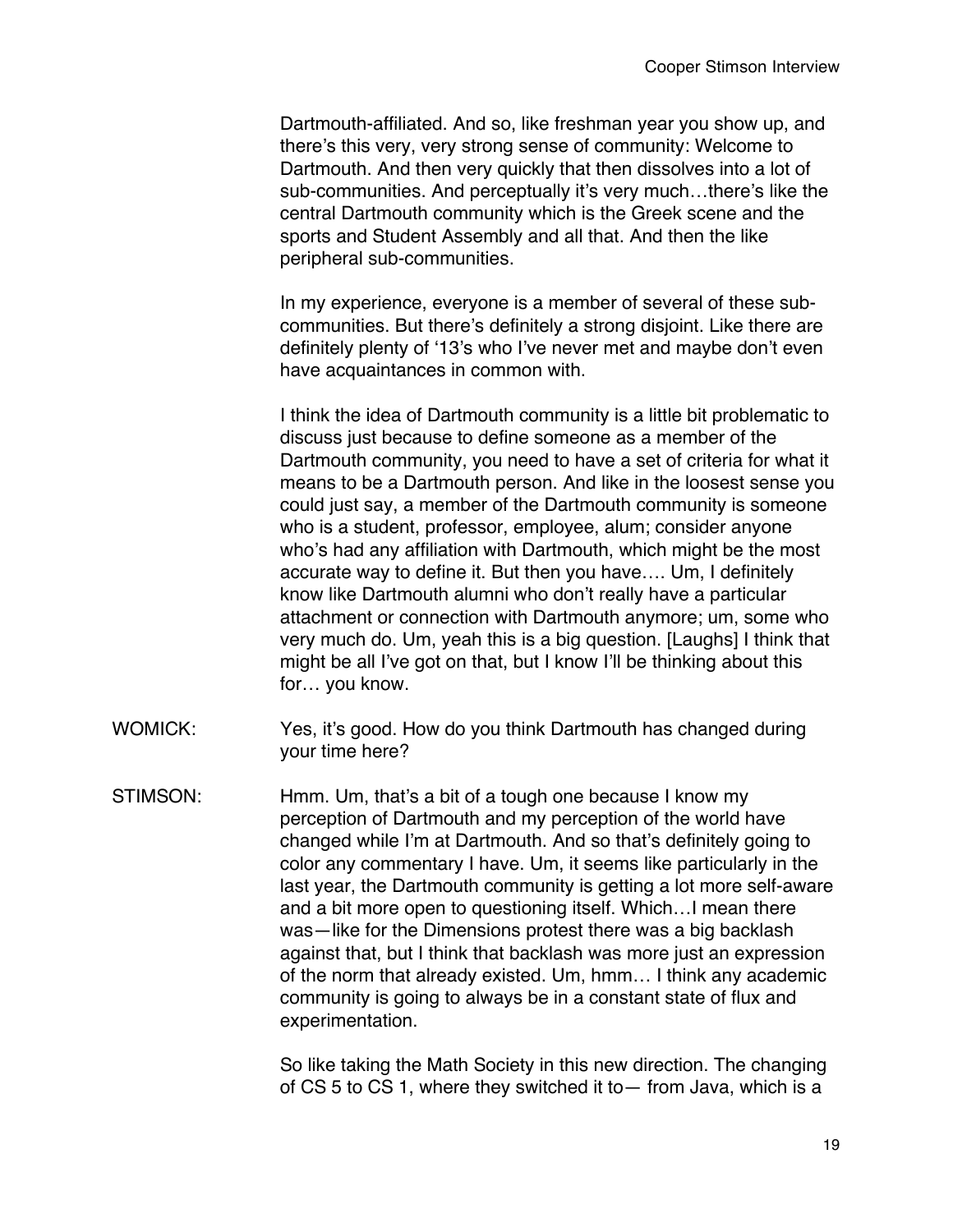Dartmouth-affiliated. And so, like freshman year you show up, and there's this very, very strong sense of community: Welcome to Dartmouth. And then very quickly that then dissolves into a lot of sub-communities. And perceptually it's very much…there's like the central Dartmouth community which is the Greek scene and the sports and Student Assembly and all that. And then the like peripheral sub-communities.

In my experience, everyone is a member of several of these sub-communities. But there's definitely a strong disjoint. Like there are definitely plenty of '13's who I've never met and maybe don't even have acquaintances in common with.

I think the idea of Dartmouth community is a little bit problematic to discuss just because to define someone as a member of the Dartmouth community, you need to have a set of criteria for what it means to be a Dartmouth person. And like in the loosest sense you could just say, a member of the Dartmouth community is someone who is a student, professor, employee, alum; consider anyone who's had any affiliation with Dartmouth, which might be the most accurate way to define it. But then you have…. Um, I definitely know like Dartmouth alumni who don't really have a particular attachment or connection with Dartmouth anymore; um, some who very much do. Um, yeah this is a big question. [Laughs] I think that might be all I've got on that, but I know I'll be thinking about this for… you know.

WOMICK: Yes, it's good. How do you think Dartmouth has changed during your time here?

STIMSON: Hmm. Um, that's a bit of a tough one because I know my perception of Dartmouth and my perception of the world have changed while I'm at Dartmouth. And so that's definitely going to color any commentary I have. Um, it seems like particularly in the last year, the Dartmouth community is getting a lot more self-aware and a bit more open to questioning itself. Which…I mean there was—like for the Dimensions protest there was a big backlash against that, but I think that backlash was more just an expression of the norm that already existed. Um, hmm… I think any academic community is going to always be in a constant state of flux and experimentation.

So like taking the Math Society in this new direction. The changing of CS 5 to CS 1, where they switched it to— from Java, which is a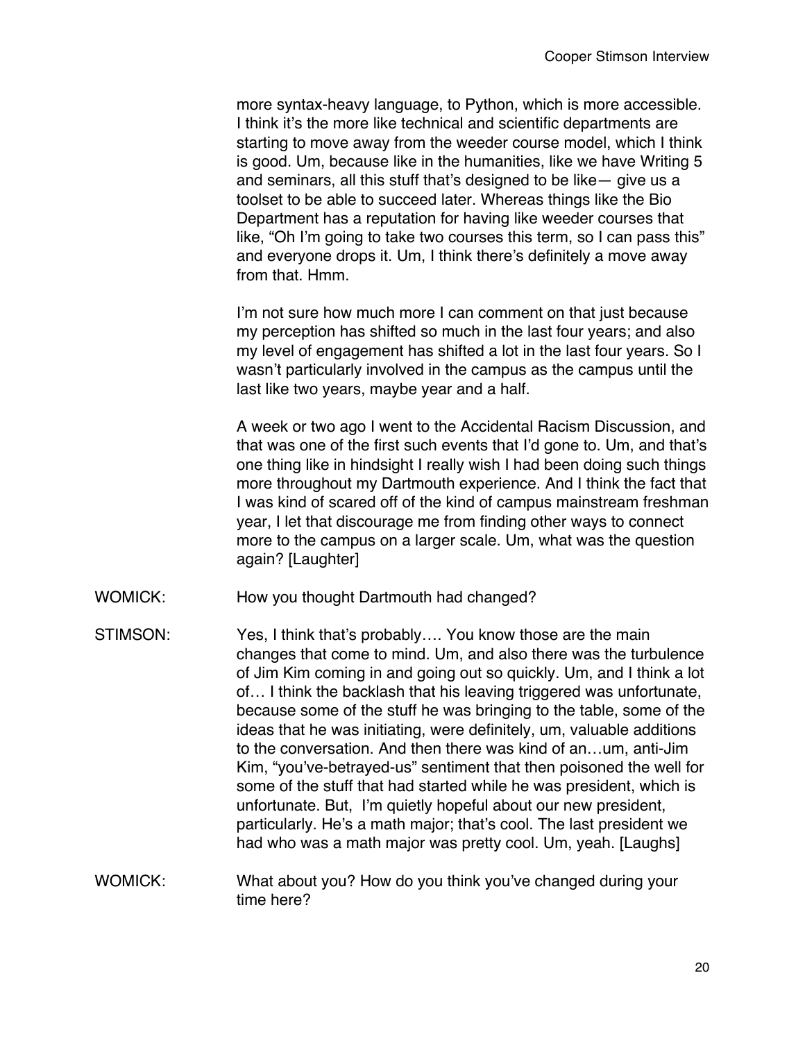more syntax-heavy language, to Python, which is more accessible. I think it's the more like technical and scientific departments are starting to move away from the weeder course model, which I think is good. Um, because like in the humanities, like we have Writing 5 and seminars, all this stuff that's designed to be like— give us a toolset to be able to succeed later. Whereas things like the Bio Department has a reputation for having like weeder courses that like, "Oh I'm going to take two courses this term, so I can pass this" and everyone drops it. Um, I think there's definitely a move away from that. Hmm.

I'm not sure how much more I can comment on that just because my perception has shifted so much in the last four years; and also my level of engagement has shifted a lot in the last four years. So I wasn't particularly involved in the campus as the campus until the last like two years, maybe year and a half.

A week or two ago I went to the Accidental Racism Discussion, and that was one of the first such events that I'd gone to. Um, and that's one thing like in hindsight I really wish I had been doing such things more throughout my Dartmouth experience. And I think the fact that I was kind of scared off of the kind of campus mainstream freshman year, I let that discourage me from finding other ways to connect more to the campus on a larger scale. Um, what was the question again? [Laughter]

WOMICK: How you thought Dartmouth had changed?

STIMSON: Yes, I think that's probably…. You know those are the main changes that come to mind. Um, and also there was the turbulence of Jim Kim coming in and going out so quickly. Um, and I think a lot of… I think the backlash that his leaving triggered was unfortunate, because some of the stuff he was bringing to the table, some of the ideas that he was initiating, were definitely, um, valuable additions to the conversation. And then there was kind of an…um, anti-Jim Kim, "you've-betrayed-us" sentiment that then poisoned the well for some of the stuff that had started while he was president, which is unfortunate. But, I'm quietly hopeful about our new president, particularly. He's a math major; that's cool. The last president we had who was a math major was pretty cool. Um, yeah. [Laughs]

WOMICK: What about you? How do you think you've changed during your time here?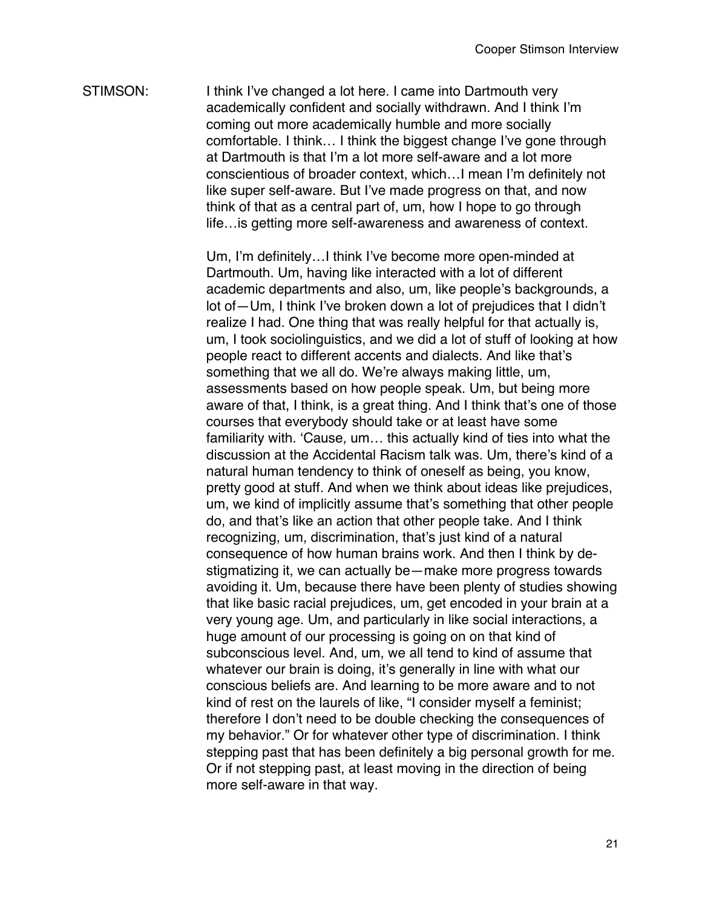STIMSON: I think I've changed a lot here. I came into Dartmouth very academically confident and socially withdrawn. And I think I'm coming out more academically humble and more socially comfortable. I think… I think the biggest change I've gone through at Dartmouth is that I'm a lot more self-aware and a lot more conscientious of broader context, which…I mean I'm definitely not like super self-aware. But I've made progress on that, and now think of that as a central part of, um, how I hope to go through life…is getting more self-awareness and awareness of context.

Um, I'm definitely…I think I've become more open-minded at Dartmouth. Um, having like interacted with a lot of different academic departments and also, um, like people's backgrounds, a lot of—Um, I think I've broken down a lot of prejudices that I didn't realize I had. One thing that was really helpful for that actually is, um, I took sociolinguistics, and we did a lot of stuff of looking at how people react to different accents and dialects. And like that's something that we all do. We're always making little, um, assessments based on how people speak. Um, but being more aware of that, I think, is a great thing. And I think that's one of those courses that everybody should take or at least have some familiarity with. 'Cause, um… this actually kind of ties into what the discussion at the Accidental Racism talk was. Um, there's kind of a natural human tendency to think of oneself as being, you know, pretty good at stuff. And when we think about ideas like prejudices, um, we kind of implicitly assume that's something that other people do, and that's like an action that other people take. And I think recognizing, um, discrimination, that's just kind of a natural consequence of how human brains work. And then I think by de-stigmatizing it, we can actually be—make more progress towards avoiding it. Um, because there have been plenty of studies showing that like basic racial prejudices, um, get encoded in your brain at a very young age. Um, and particularly in like social interactions, a huge amount of our processing is going on on that kind of subconscious level. And, um, we all tend to kind of assume that whatever our brain is doing, it's generally in line with what our conscious beliefs are. And learning to be more aware and to not kind of rest on the laurels of like, "I consider myself a feminist; therefore I don't need to be double checking the consequences of my behavior." Or for whatever other type of discrimination. I think stepping past that has been definitely a big personal growth for me. Or if not stepping past, at least moving in the direction of being more self-aware in that way.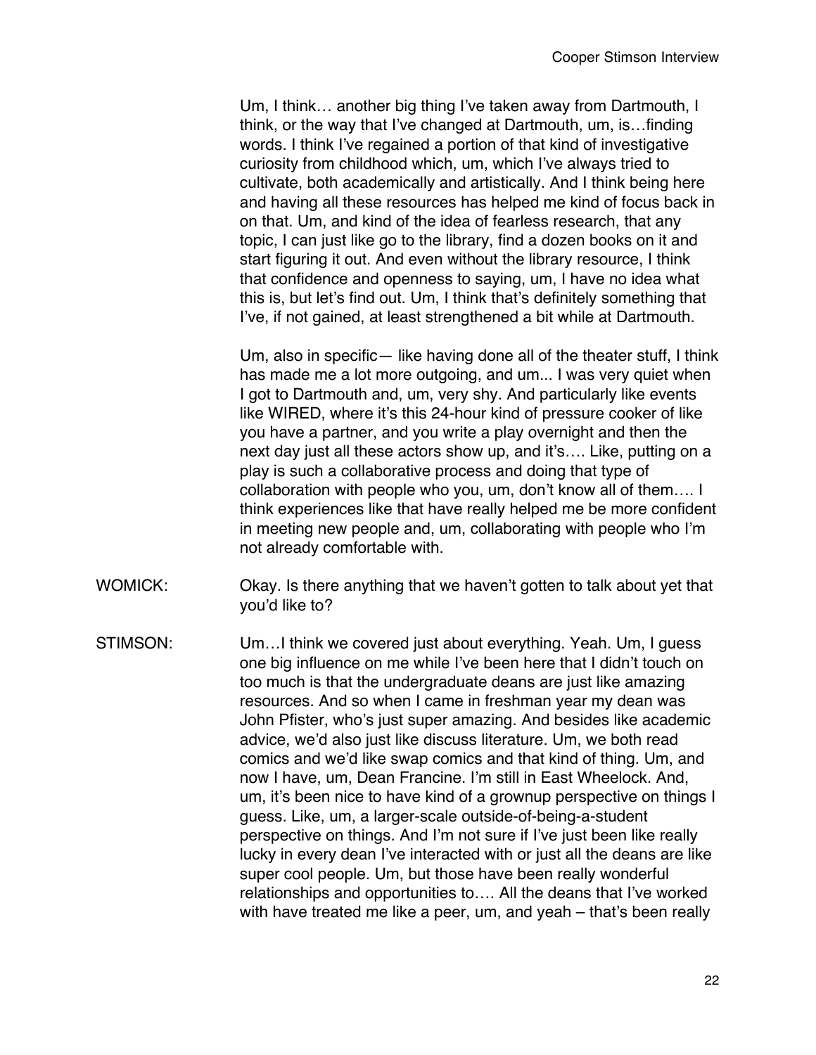Um, I think… another big thing I've taken away from Dartmouth, I think, or the way that I've changed at Dartmouth, um, is…finding words. I think I've regained a portion of that kind of investigative curiosity from childhood which, um, which I've always tried to cultivate, both academically and artistically. And I think being here and having all these resources has helped me kind of focus back in on that. Um, and kind of the idea of fearless research, that any topic, I can just like go to the library, find a dozen books on it and start figuring it out. And even without the library resource, I think that confidence and openness to saying, um, I have no idea what this is, but let's find out. Um, I think that's definitely something that I've, if not gained, at least strengthened a bit while at Dartmouth.

Um, also in specific— like having done all of the theater stuff, I think has made me a lot more outgoing, and um... I was very quiet when I got to Dartmouth and, um, very shy. And particularly like events like WIRED, where it's this 24-hour kind of pressure cooker of like you have a partner, and you write a play overnight and then the next day just all these actors show up, and it's…. Like, putting on a play is such a collaborative process and doing that type of collaboration with people who you, um, don't know all of them…. I think experiences like that have really helped me be more confident in meeting new people and, um, collaborating with people who I'm not already comfortable with.

WOMICK: Okay. Is there anything that we haven't gotten to talk about yet that you'd like to?

STIMSON: Um…I think we covered just about everything. Yeah. Um, I guess one big influence on me while I've been here that I didn't touch on too much is that the undergraduate deans are just like amazing resources. And so when I came in freshman year my dean was John Pfister, who's just super amazing. And besides like academic advice, we'd also just like discuss literature. Um, we both read comics and we'd like swap comics and that kind of thing. Um, and now I have, um, Dean Francine. I'm still in East Wheelock. And, um, it's been nice to have kind of a grownup perspective on things I guess. Like, um, a larger-scale outside-of-being-a-student perspective on things. And I'm not sure if I've just been like really lucky in every dean I've interacted with or just all the deans are like super cool people. Um, but those have been really wonderful relationships and opportunities to…. All the deans that I've worked with have treated me like a peer, um, and yeah – that's been really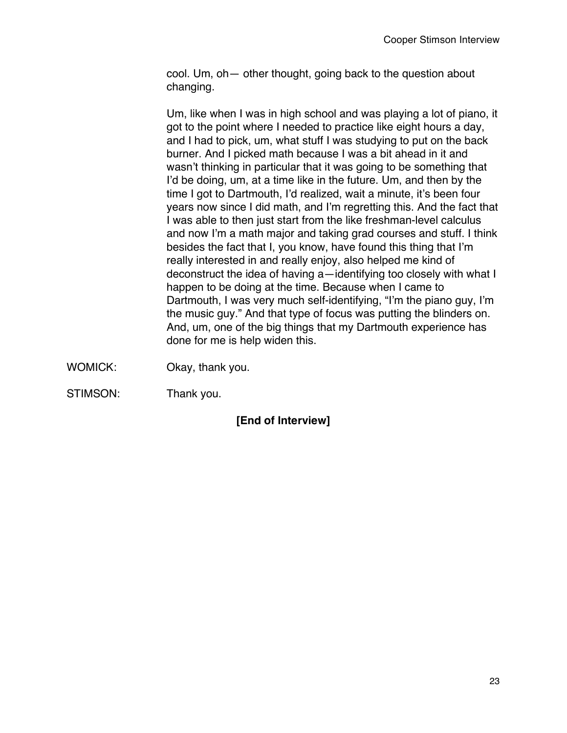cool. Um, oh— other thought, going back to the question about changing.

Um, like when I was in high school and was playing a lot of piano, it got to the point where I needed to practice like eight hours a day, and I had to pick, um, what stuff I was studying to put on the back burner. And I picked math because I was a bit ahead in it and wasn't thinking in particular that it was going to be something that I'd be doing, um, at a time like in the future. Um, and then by the time I got to Dartmouth, I'd realized, wait a minute, it's been four years now since I did math, and I'm regretting this. And the fact that I was able to then just start from the like freshman-level calculus and now I'm a math major and taking grad courses and stuff. I think besides the fact that I, you know, have found this thing that I'm really interested in and really enjoy, also helped me kind of deconstruct the idea of having a—identifying too closely with what I happen to be doing at the time. Because when I came to Dartmouth, I was very much self-identifying, "I'm the piano guy, I'm the music guy." And that type of focus was putting the blinders on. And, um, one of the big things that my Dartmouth experience has done for me is help widen this.

WOMICK: Okay, thank you.

STIMSON: Thank you.

**[End of Interview]**